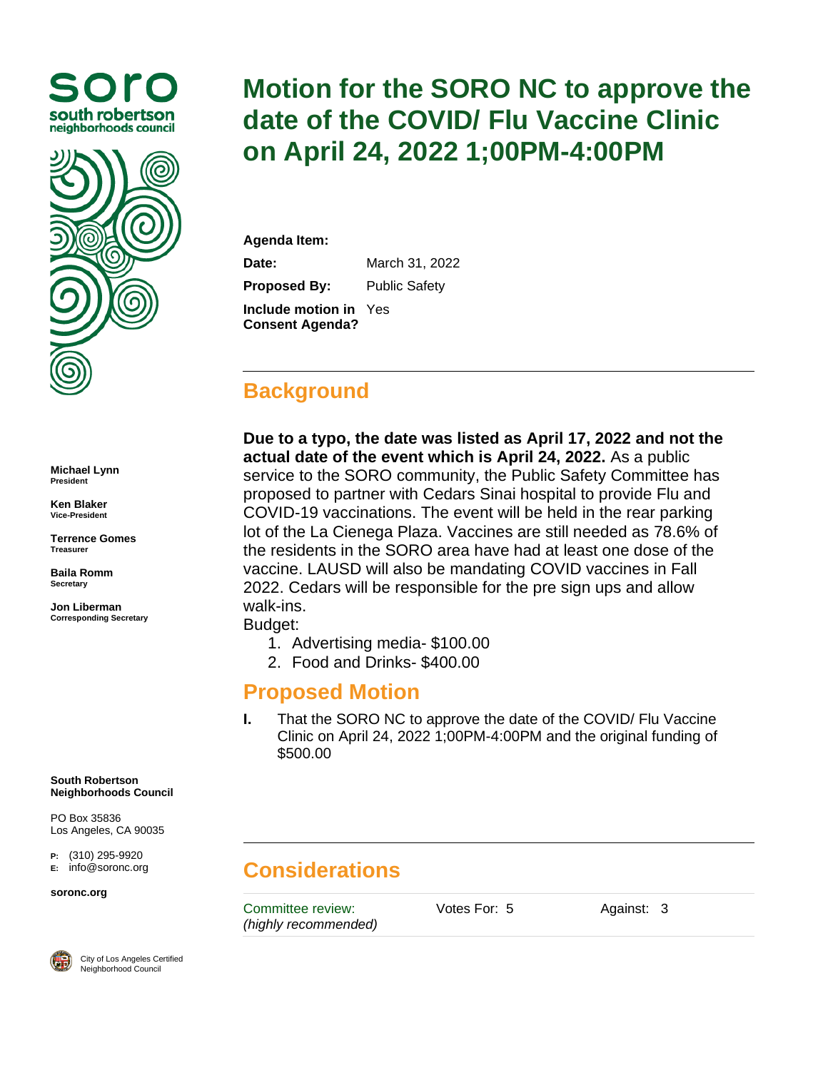soro
south robertson
neighborhoods council

**Michael Lynn**
President

**Ken Blaker**
Vice-President

**Terrence Gomes**
Treasurer

**Baila Romm**
Secretary

**Jon Liberman**
Corresponding Secretary

**South Robertson Neighborhoods Council**

PO Box 35836
Los Angeles, CA 90035

P: (310) 295-9920
E: info@soronc.org

**soronc.org**

City of Los Angeles Certified Neighborhood Council

# Motion for the SORO NC to approve the date of the COVID/ Flu Vaccine Clinic on April 24, 2022 1;00PM-4:00PM

| | |
|---|---|
| **Agenda Item:** | |
| **Date:** | March 31, 2022 |
| **Proposed By:** | Public Safety |
| **Include motion in Consent Agenda?** | Yes |

## Background

**Due to a typo, the date was listed as April 17, 2022 and not the actual date of the event which is April 24, 2022.** As a public service to the SORO community, the Public Safety Committee has proposed to partner with Cedars Sinai hospital to provide Flu and COVID-19 vaccinations. The event will be held in the rear parking lot of the La Cienega Plaza. Vaccines are still needed as 78.6% of the residents in the SORO area have had at least one dose of the vaccine. LAUSD will also be mandating COVID vaccines in Fall 2022. Cedars will be responsible for the pre sign ups and allow walk-ins.

Budget:

1. Advertising media- $100.00
2. Food and Drinks- $400.00

## Proposed Motion

**I.** That the SORO NC to approve the date of the COVID/ Flu Vaccine Clinic on April 24, 2022 1;00PM-4:00PM and the original funding of $500.00

## Considerations

| | | |
|---|---|---|
| Committee review: *(highly recommended)* | Votes For: 5 | Against: 3 |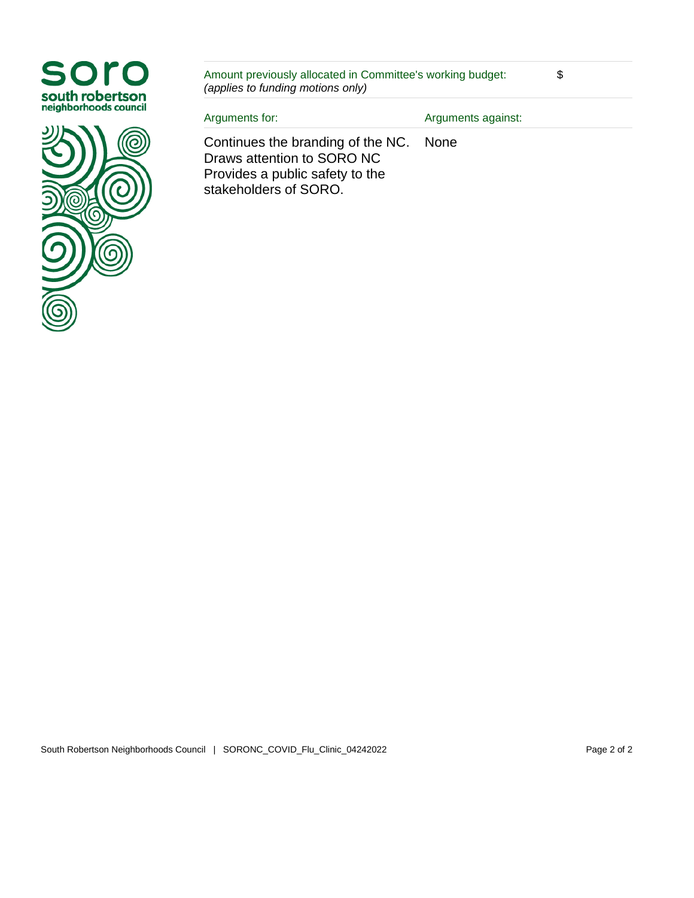soro
south robertson
neighborhoods council

| | |
|---|---|
| Amount previously allocated in Committee's working budget: *(applies to funding motions only)* | $ |

| Arguments for: | Arguments against: |
|---|---|
| Continues the branding of the NC. Draws attention to SORO NC Provides a public safety to the stakeholders of SORO. | None |